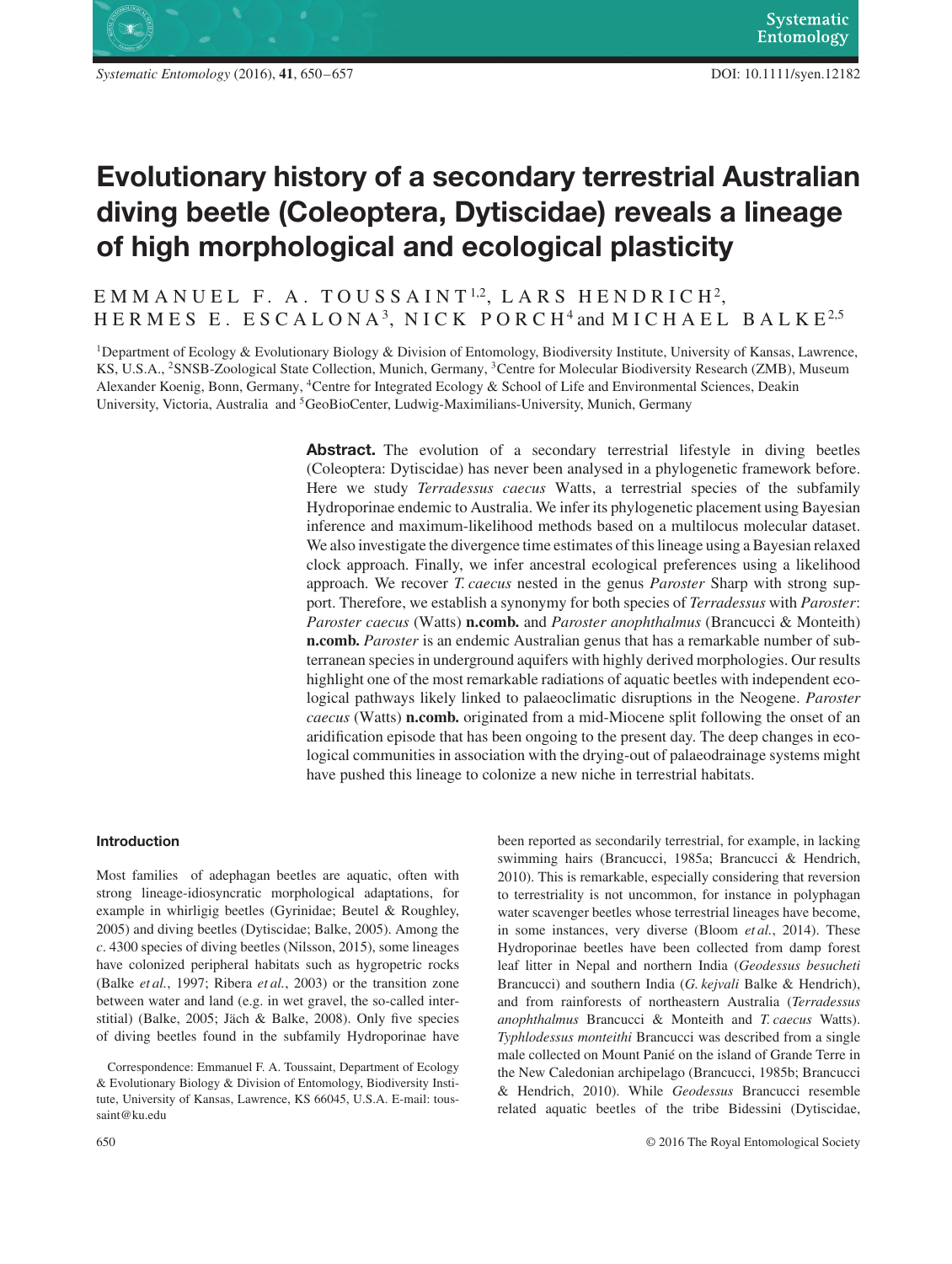# Evolutionary history of a secondary terrestrial Australian diving beetle (Coleoptera, Dytiscidae) reveals a lineage of high morphological and ecological plasticity

EMMANUEL F. A. TOUSSAINT[1,2], LARS HENDRICH[2], HERMES E. ESCALONA[3], NICK PORCH[4] and MICHAEL BALKE[2,5]

[1]Department of Ecology & Evolutionary Biology & Division of Entomology, Biodiversity Institute, University of Kansas, Lawrence, KS, U.S.A., [2]SNSB-Zoological State Collection, Munich, Germany, [3]Centre for Molecular Biodiversity Research (ZMB), Museum Alexander Koenig, Bonn, Germany, [4]Centre for Integrated Ecology & School of Life and Environmental Sciences, Deakin University, Victoria, Australia and [5]GeoBioCenter, Ludwig-Maximilians-University, Munich, Germany

**Abstract.** The evolution of a secondary terrestrial lifestyle in diving beetles (Coleoptera: Dytiscidae) has never been analysed in a phylogenetic framework before. Here we study *Terradessus caecus* Watts, a terrestrial species of the subfamily Hydroporinae endemic to Australia. We infer its phylogenetic placement using Bayesian inference and maximum-likelihood methods based on a multilocus molecular dataset. We also investigate the divergence time estimates of this lineage using a Bayesian relaxed clock approach. Finally, we infer ancestral ecological preferences using a likelihood approach. We recover *T. caecus* nested in the genus *Paroster* Sharp with strong support. Therefore, we establish a synonymy for both species of *Terradessus* with *Paroster*: *Paroster caecus* (Watts) **n.comb.** and *Paroster anophthalmus* (Brancucci & Monteith) **n.comb.** *Paroster* is an endemic Australian genus that has a remarkable number of subterranean species in underground aquifers with highly derived morphologies. Our results highlight one of the most remarkable radiations of aquatic beetles with independent ecological pathways likely linked to palaeoclimatic disruptions in the Neogene. *Paroster caecus* (Watts) **n.comb.** originated from a mid-Miocene split following the onset of an aridification episode that has been ongoing to the present day. The deep changes in ecological communities in association with the drying-out of palaeodrainage systems might have pushed this lineage to colonize a new niche in terrestrial habitats.

## Introduction

Most families of adephagan beetles are aquatic, often with strong lineage-idiosyncratic morphological adaptations, for example in whirligig beetles (Gyrinidae; Beutel & Roughley, 2005) and diving beetles (Dytiscidae; Balke, 2005). Among the *c.* 4300 species of diving beetles (Nilsson, 2015), some lineages have colonized peripheral habitats such as hygropetric rocks (Balke *et al.*, 1997; Ribera *et al.*, 2003) or the transition zone between water and land (e.g. in wet gravel, the so-called interstitial) (Balke, 2005; Jäch & Balke, 2008). Only five species of diving beetles found in the subfamily Hydroporinae have been reported as secondarily terrestrial, for example, in lacking swimming hairs (Brancucci, 1985a; Brancucci & Hendrich, 2010). This is remarkable, especially considering that reversion to terrestriality is not uncommon, for instance in polyphagan water scavenger beetles whose terrestrial lineages have become, in some instances, very diverse (Bloom *et al.*, 2014). These Hydroporinae beetles have been collected from damp forest leaf litter in Nepal and northern India (*Geodessus besucheti* Brancucci) and southern India (*G. kejvali* Balke & Hendrich), and from rainforests of northeastern Australia (*Terradessus anophthalmus* Brancucci & Monteith and *T. caecus* Watts). *Typhlodessus monteithi* Brancucci was described from a single male collected on Mount Panié on the island of Grande Terre in the New Caledonian archipelago (Brancucci, 1985b; Brancucci & Hendrich, 2010). While *Geodessus* Brancucci resemble related aquatic beetles of the tribe Bidessini (Dytiscidae,

Correspondence: Emmanuel F. A. Toussaint, Department of Ecology & Evolutionary Biology & Division of Entomology, Biodiversity Institute, University of Kansas, Lawrence, KS 66045, U.S.A. E-mail: toussaint@ku.edu

© 2016 The Royal Entomological Society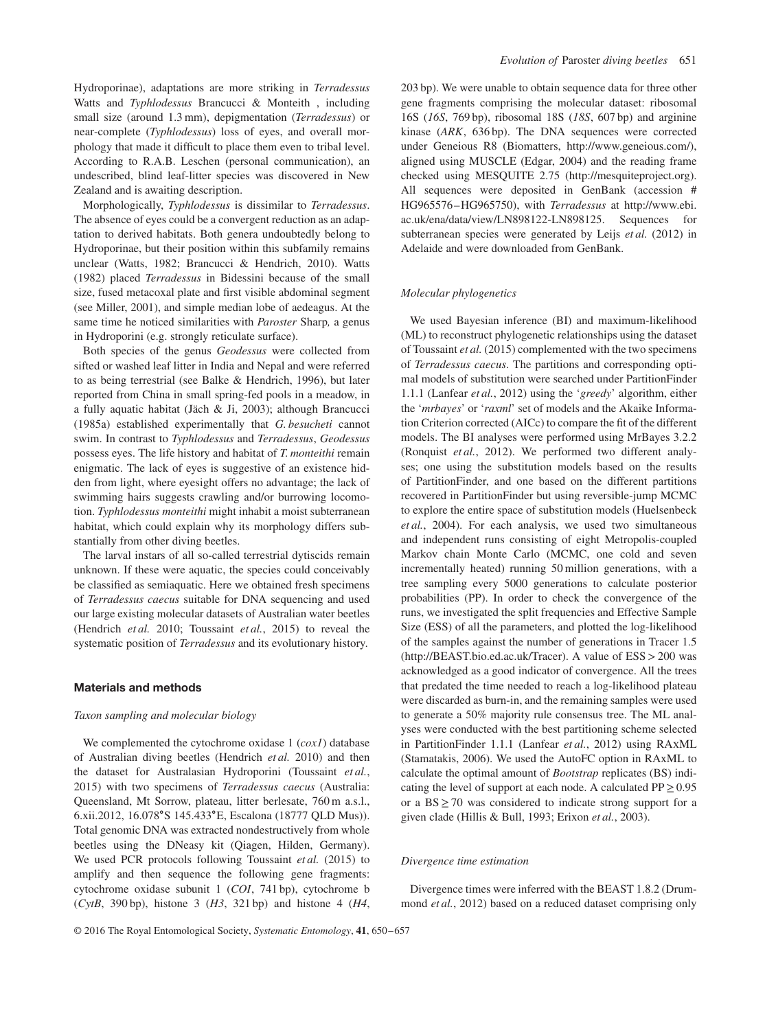Hydroporinae), adaptations are more striking in *Terradessus* Watts and *Typhlodessus* Brancucci & Monteith , including small size (around 1.3 mm), depigmentation (*Terradessus*) or near-complete (*Typhlodessus*) loss of eyes, and overall morphology that made it difficult to place them even to tribal level. According to R.A.B. Leschen (personal communication), an undescribed, blind leaf-litter species was discovered in New Zealand and is awaiting description.

Morphologically, *Typhlodessus* is dissimilar to *Terradessus*. The absence of eyes could be a convergent reduction as an adaptation to derived habitats. Both genera undoubtedly belong to Hydroporinae, but their position within this subfamily remains unclear (Watts, 1982; Brancucci & Hendrich, 2010). Watts (1982) placed *Terradessus* in Bidessini because of the small size, fused metacoxal plate and first visible abdominal segment (see Miller, 2001), and simple median lobe of aedeagus. At the same time he noticed similarities with *Paroster* Sharp*,* a genus in Hydroporini (e.g. strongly reticulate surface).

Both species of the genus *Geodessus* were collected from sifted or washed leaf litter in India and Nepal and were referred to as being terrestrial (see Balke & Hendrich, 1996), but later reported from China in small spring-fed pools in a meadow, in a fully aquatic habitat (Jäch & Ji, 2003); although Brancucci (1985a) established experimentally that *G. besucheti* cannot swim. In contrast to *Typhlodessus* and *Terradessus*, *Geodessus* possess eyes. The life history and habitat of *T. monteithi* remain enigmatic. The lack of eyes is suggestive of an existence hidden from light, where eyesight offers no advantage; the lack of swimming hairs suggests crawling and/or burrowing locomotion. *Typhlodessus monteithi* might inhabit a moist subterranean habitat, which could explain why its morphology differs substantially from other diving beetles.

The larval instars of all so-called terrestrial dytiscids remain unknown. If these were aquatic, the species could conceivably be classified as semiaquatic. Here we obtained fresh specimens of *Terradessus caecus* suitable for DNA sequencing and used our large existing molecular datasets of Australian water beetles (Hendrich *et al.* 2010; Toussaint *et al.*, 2015) to reveal the systematic position of *Terradessus* and its evolutionary history.

## Materials and methods

### *Taxon sampling and molecular biology*

We complemented the cytochrome oxidase 1 (*cox1*) database of Australian diving beetles (Hendrich *et al.* 2010) and then the dataset for Australasian Hydroporini (Toussaint *et al.*, 2015) with two specimens of *Terradessus caecus* (Australia: Queensland, Mt Sorrow, plateau, litter berlesate, 760 m a.s.l., 6.xii.2012, 16.078°S 145.433°E, Escalona (18777 QLD Mus)). Total genomic DNA was extracted nondestructively from whole beetles using the DNeasy kit (Qiagen, Hilden, Germany). We used PCR protocols following Toussaint *et al.* (2015) to amplify and then sequence the following gene fragments: cytochrome oxidase subunit 1 (*COI*, 741 bp), cytochrome b (*CytB*, 390 bp), histone 3 (*H3*, 321 bp) and histone 4 (*H4*, 203 bp). We were unable to obtain sequence data for three other gene fragments comprising the molecular dataset: ribosomal 16S (*16S*, 769 bp), ribosomal 18S (*18S*, 607 bp) and arginine kinase (*ARK*, 636 bp). The DNA sequences were corrected under Geneious R8 (Biomatters, http://www.geneious.com/), aligned using MUSCLE (Edgar, 2004) and the reading frame checked using MESQUITE 2.75 (http://mesquiteproject.org). All sequences were deposited in GenBank (accession # HG965576–HG965750), with *Terradessus* at http://www.ebi.ac.uk/ena/data/view/LN898122-LN898125. Sequences for subterranean species were generated by Leijs *et al.* (2012) in Adelaide and were downloaded from GenBank.

### *Molecular phylogenetics*

We used Bayesian inference (BI) and maximum-likelihood (ML) to reconstruct phylogenetic relationships using the dataset of Toussaint *et al.* (2015) complemented with the two specimens of *Terradessus caecus*. The partitions and corresponding optimal models of substitution were searched under PartitionFinder 1.1.1 (Lanfear *et al.*, 2012) using the '*greedy*' algorithm, either the '*mrbayes*' or '*raxml*' set of models and the Akaike Information Criterion corrected (AICc) to compare the fit of the different models. The BI analyses were performed using MrBayes 3.2.2 (Ronquist *et al.*, 2012). We performed two different analyses; one using the substitution models based on the results of PartitionFinder, and one based on the different partitions recovered in PartitionFinder but using reversible-jump MCMC to explore the entire space of substitution models (Huelsenbeck *et al.*, 2004). For each analysis, we used two simultaneous and independent runs consisting of eight Metropolis-coupled Markov chain Monte Carlo (MCMC, one cold and seven incrementally heated) running 50 million generations, with a tree sampling every 5000 generations to calculate posterior probabilities (PP). In order to check the convergence of the runs, we investigated the split frequencies and Effective Sample Size (ESS) of all the parameters, and plotted the log-likelihood of the samples against the number of generations in Tracer 1.5 (http://BEAST.bio.ed.ac.uk/Tracer). A value of ESS > 200 was acknowledged as a good indicator of convergence. All the trees that predated the time needed to reach a log-likelihood plateau were discarded as burn-in, and the remaining samples were used to generate a 50% majority rule consensus tree. The ML analyses were conducted with the best partitioning scheme selected in PartitionFinder 1.1.1 (Lanfear *et al.*, 2012) using RAxML (Stamatakis, 2006). We used the AutoFC option in RAxML to calculate the optimal amount of *Bootstrap* replicates (BS) indicating the level of support at each node. A calculated PP ≥ 0.95 or a BS ≥ 70 was considered to indicate strong support for a given clade (Hillis & Bull, 1993; Erixon *et al.*, 2003).

### *Divergence time estimation*

Divergence times were inferred with the BEAST 1.8.2 (Drummond *et al.*, 2012) based on a reduced dataset comprising only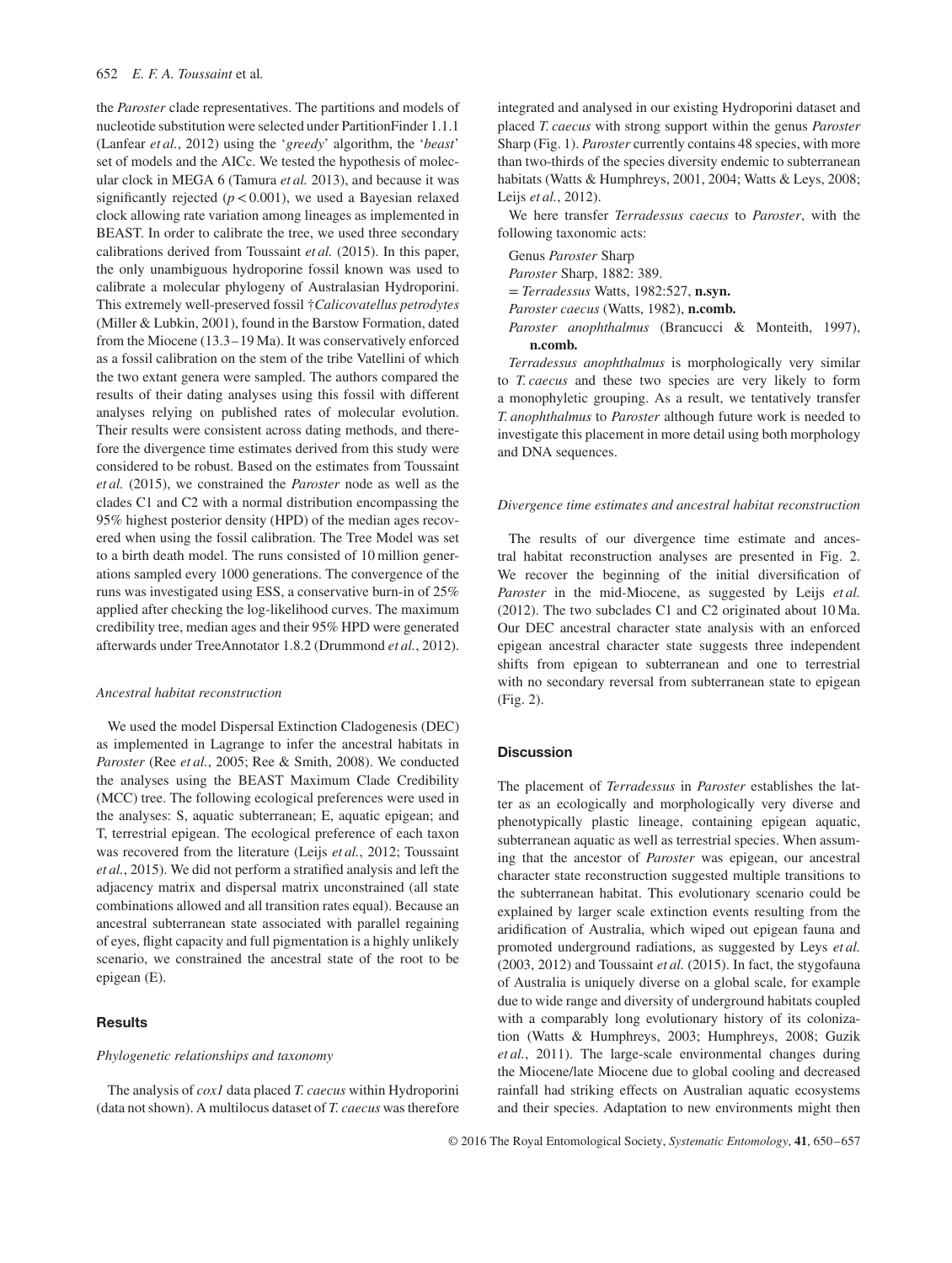the *Paroster* clade representatives. The partitions and models of nucleotide substitution were selected under PartitionFinder 1.1.1 (Lanfear *et al.*, 2012) using the '*greedy*' algorithm, the '*beast*' set of models and the AICc. We tested the hypothesis of molecular clock in MEGA 6 (Tamura *et al.* 2013), and because it was significantly rejected ($p < 0.001$), we used a Bayesian relaxed clock allowing rate variation among lineages as implemented in BEAST. In order to calibrate the tree, we used three secondary calibrations derived from Toussaint *et al.* (2015). In this paper, the only unambiguous hydroporine fossil known was used to calibrate a molecular phylogeny of Australasian Hydroporini. This extremely well-preserved fossil †*Calicovatellus petrodytes* (Miller & Lubkin, 2001), found in the Barstow Formation, dated from the Miocene (13.3–19 Ma). It was conservatively enforced as a fossil calibration on the stem of the tribe Vatellini of which the two extant genera were sampled. The authors compared the results of their dating analyses using this fossil with different analyses relying on published rates of molecular evolution. Their results were consistent across dating methods, and therefore the divergence time estimates derived from this study were considered to be robust. Based on the estimates from Toussaint *et al.* (2015), we constrained the *Paroster* node as well as the clades C1 and C2 with a normal distribution encompassing the 95% highest posterior density (HPD) of the median ages recovered when using the fossil calibration. The Tree Model was set to a birth death model. The runs consisted of 10 million generations sampled every 1000 generations. The convergence of the runs was investigated using ESS, a conservative burn-in of 25% applied after checking the log-likelihood curves. The maximum credibility tree, median ages and their 95% HPD were generated afterwards under TreeAnnotator 1.8.2 (Drummond *et al.*, 2012).

### *Ancestral habitat reconstruction*

We used the model Dispersal Extinction Cladogenesis (DEC) as implemented in Lagrange to infer the ancestral habitats in *Paroster* (Ree *et al.*, 2005; Ree & Smith, 2008). We conducted the analyses using the BEAST Maximum Clade Credibility (MCC) tree. The following ecological preferences were used in the analyses: S, aquatic subterranean; E, aquatic epigean; and T, terrestrial epigean. The ecological preference of each taxon was recovered from the literature (Leijs *et al.*, 2012; Toussaint *et al.*, 2015). We did not perform a stratified analysis and left the adjacency matrix and dispersal matrix unconstrained (all state combinations allowed and all transition rates equal). Because an ancestral subterranean state associated with parallel regaining of eyes, flight capacity and full pigmentation is a highly unlikely scenario, we constrained the ancestral state of the root to be epigean (E).

## Results

### *Phylogenetic relationships and taxonomy*

The analysis of *cox1* data placed *T. caecus* within Hydroporini (data not shown). A multilocus dataset of *T. caecus* was therefore integrated and analysed in our existing Hydroporini dataset and placed *T. caecus* with strong support within the genus *Paroster* Sharp (Fig. 1). *Paroster* currently contains 48 species, with more than two-thirds of the species diversity endemic to subterranean habitats (Watts & Humphreys, 2001, 2004; Watts & Leys, 2008; Leijs *et al.*, 2012).

We here transfer *Terradessus caecus* to *Paroster*, with the following taxonomic acts:

Genus *Paroster* Sharp

*Paroster* Sharp, 1882: 389.

= *Terradessus* Watts, 1982:527, **n.syn.**

*Paroster caecus* (Watts, 1982), **n.comb.**

*Paroster anophthalmus* (Brancucci & Monteith, 1997), **n.comb.**

*Terradessus anophthalmus* is morphologically very similar to *T. caecus* and these two species are very likely to form a monophyletic grouping. As a result, we tentatively transfer *T. anophthalmus* to *Paroster* although future work is needed to investigate this placement in more detail using both morphology and DNA sequences.

### *Divergence time estimates and ancestral habitat reconstruction*

The results of our divergence time estimate and ancestral habitat reconstruction analyses are presented in Fig. 2. We recover the beginning of the initial diversification of *Paroster* in the mid-Miocene, as suggested by Leijs *et al.* (2012). The two subclades C1 and C2 originated about 10 Ma. Our DEC ancestral character state analysis with an enforced epigean ancestral character state suggests three independent shifts from epigean to subterranean and one to terrestrial with no secondary reversal from subterranean state to epigean (Fig. 2).

## Discussion

The placement of *Terradessus* in *Paroster* establishes the latter as an ecologically and morphologically very diverse and phenotypically plastic lineage, containing epigean aquatic, subterranean aquatic as well as terrestrial species. When assuming that the ancestor of *Paroster* was epigean, our ancestral character state reconstruction suggested multiple transitions to the subterranean habitat. This evolutionary scenario could be explained by larger scale extinction events resulting from the aridification of Australia, which wiped out epigean fauna and promoted underground radiations, as suggested by Leys *et al.* (2003, 2012) and Toussaint *et al.* (2015). In fact, the stygofauna of Australia is uniquely diverse on a global scale, for example due to wide range and diversity of underground habitats coupled with a comparably long evolutionary history of its colonization (Watts & Humphreys, 2003; Humphreys, 2008; Guzik *et al.*, 2011). The large-scale environmental changes during the Miocene/late Miocene due to global cooling and decreased rainfall had striking effects on Australian aquatic ecosystems and their species. Adaptation to new environments might then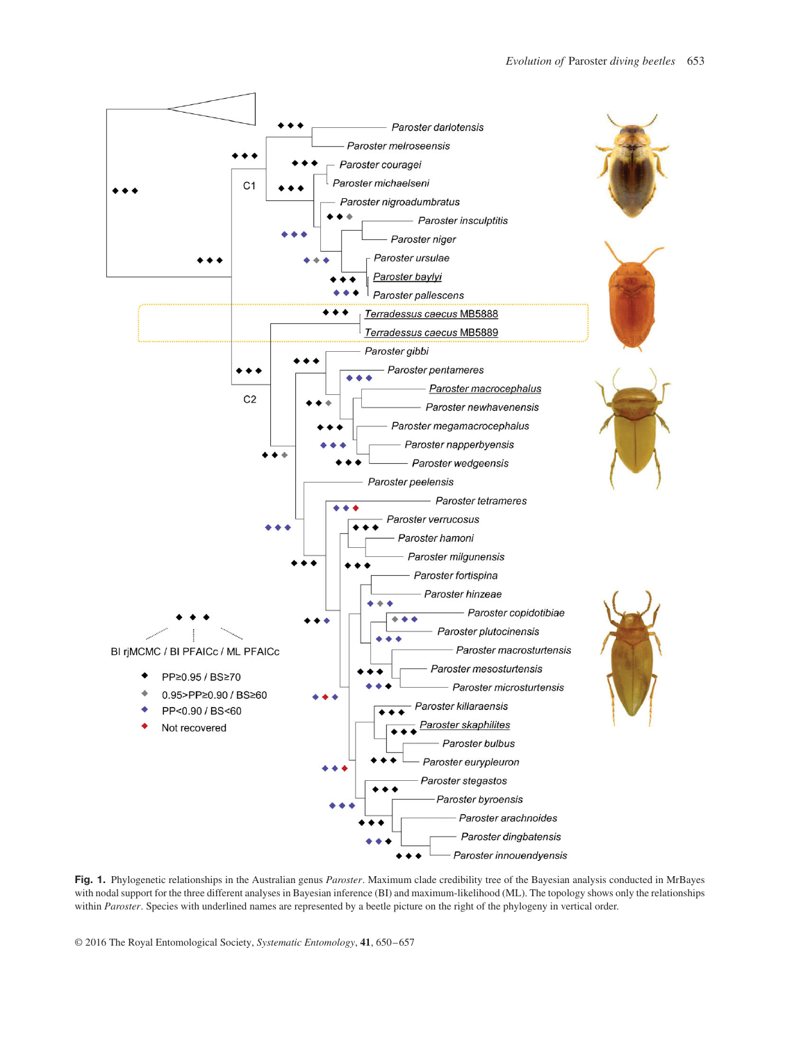**Fig. 1.** Phylogenetic relationships in the Australian genus *Paroster*. Maximum clade credibility tree of the Bayesian analysis conducted in MrBayes with nodal support for the three different analyses in Bayesian inference (BI) and maximum-likelihood (ML). The topology shows only the relationships within *Paroster*. Species with underlined names are represented by a beetle picture on the right of the phylogeny in vertical order.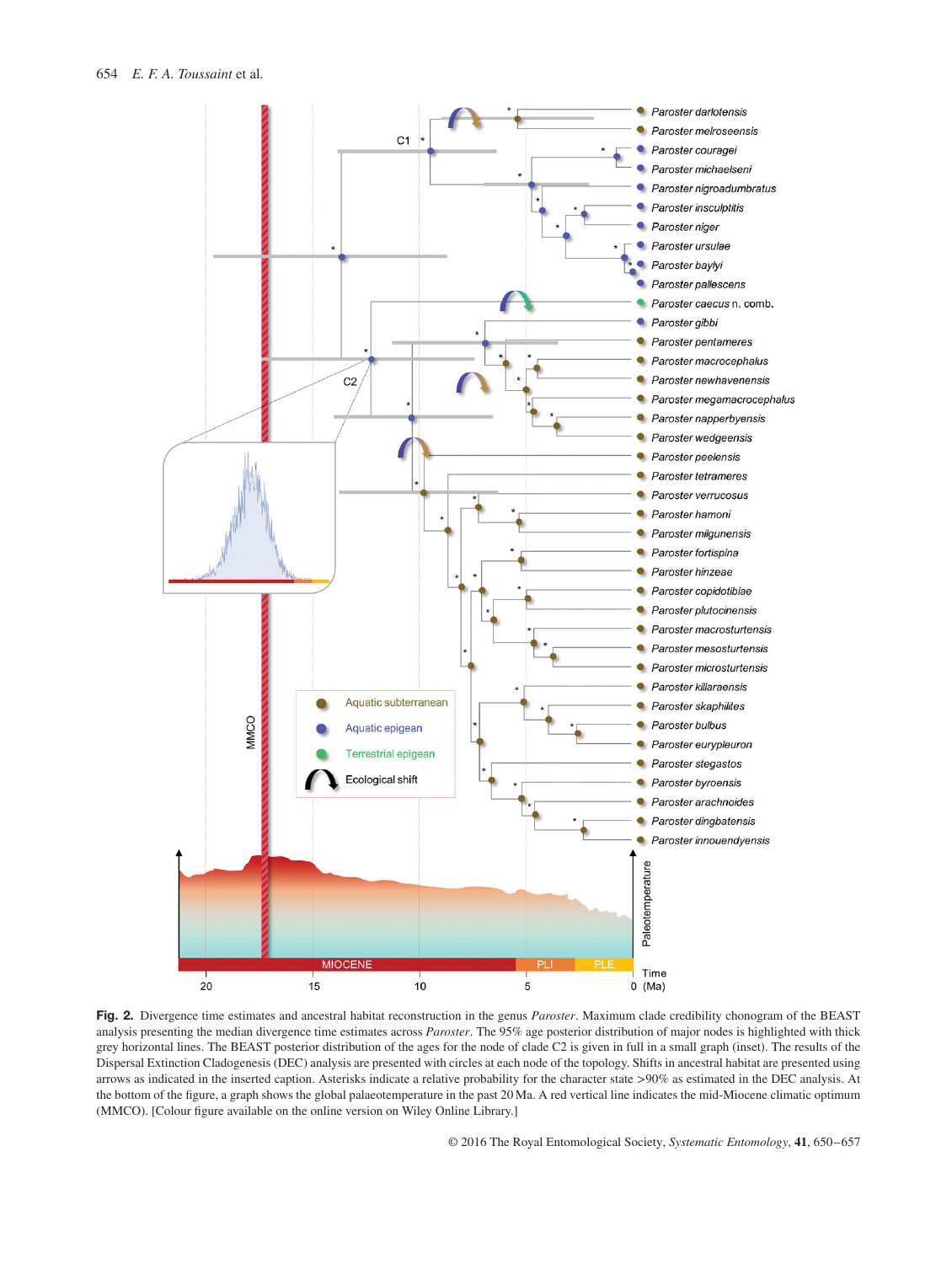**Fig. 2.** Divergence time estimates and ancestral habitat reconstruction in the genus *Paroster*. Maximum clade credibility chronogram of the BEAST analysis presenting the median divergence time estimates across *Paroster*. The 95% age posterior distribution of major nodes is highlighted with thick grey horizontal lines. The BEAST posterior distribution of the ages for the node of clade C2 is given in full in a small graph (inset). The results of the Dispersal Extinction Cladogenesis (DEC) analysis are presented with circles at each node of the topology. Shifts in ancestral habitat are presented using arrows as indicated in the inserted caption. Asterisks indicate a relative probability for the character state >90% as estimated in the DEC analysis. At the bottom of the figure, a graph shows the global palaeotemperature in the past 20 Ma. A red vertical line indicates the mid-Miocene climatic optimum (MMCO). [Colour figure available on the online version on Wiley Online Library.]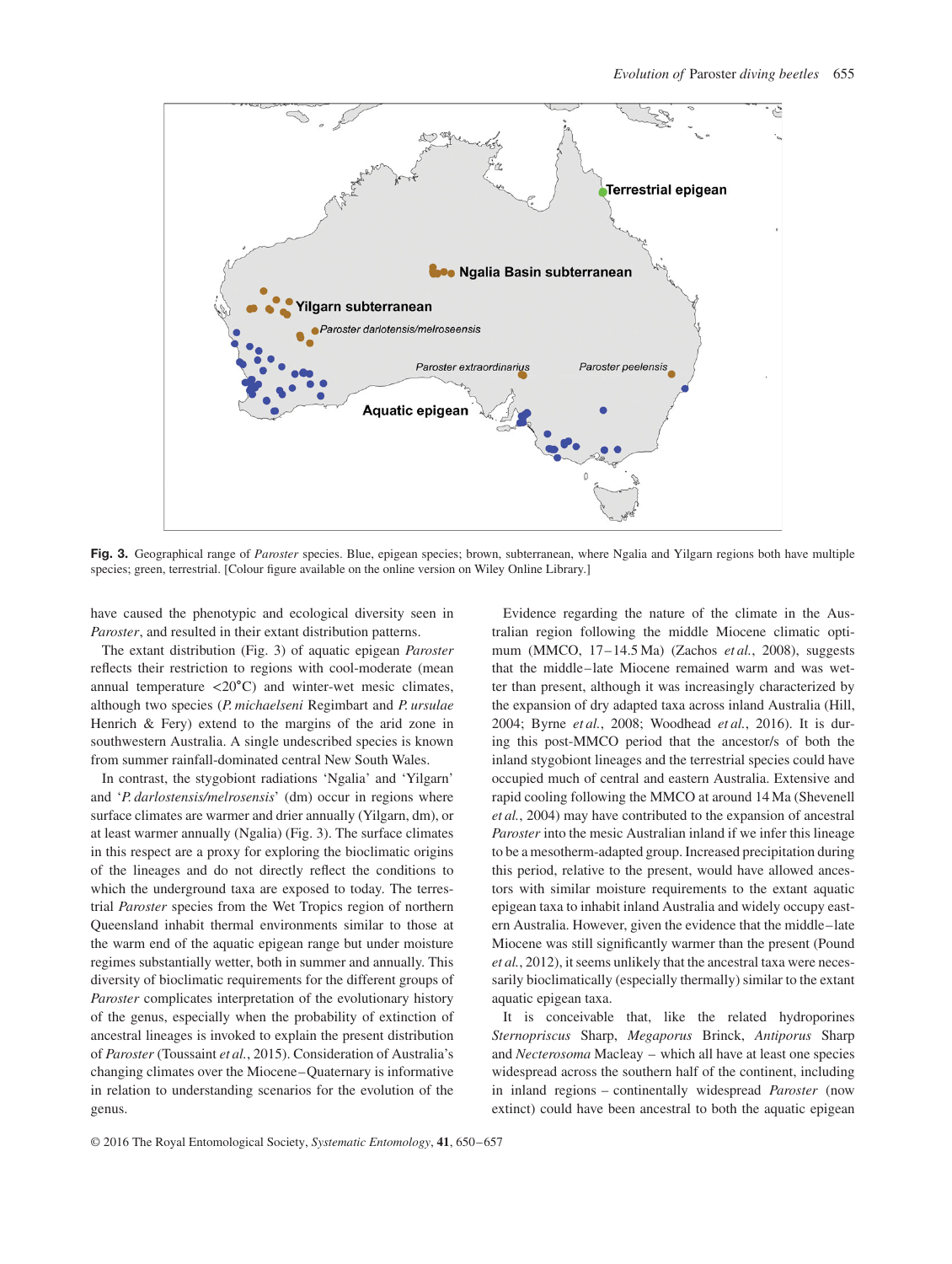**Fig. 3.** Geographical range of *Paroster* species. Blue, epigean species; brown, subterranean, where Ngalia and Yilgarn regions both have multiple species; green, terrestrial. [Colour figure available on the online version on Wiley Online Library.]

have caused the phenotypic and ecological diversity seen in *Paroster*, and resulted in their extant distribution patterns.

The extant distribution (Fig. 3) of aquatic epigean *Paroster* reflects their restriction to regions with cool-moderate (mean annual temperature <20°C) and winter-wet mesic climates, although two species (*P. michaelseni* Regimbart and *P. ursulae* Henrich & Fery) extend to the margins of the arid zone in southwestern Australia. A single undescribed species is known from summer rainfall-dominated central New South Wales.

In contrast, the stygobiont radiations 'Ngalia' and 'Yilgarn' and '*P. darlostensis/melrosensis*' (dm) occur in regions where surface climates are warmer and drier annually (Yilgarn, dm), or at least warmer annually (Ngalia) (Fig. 3). The surface climates in this respect are a proxy for exploring the bioclimatic origins of the lineages and do not directly reflect the conditions to which the underground taxa are exposed to today. The terrestrial *Paroster* species from the Wet Tropics region of northern Queensland inhabit thermal environments similar to those at the warm end of the aquatic epigean range but under moisture regimes substantially wetter, both in summer and annually. This diversity of bioclimatic requirements for the different groups of *Paroster* complicates interpretation of the evolutionary history of the genus, especially when the probability of extinction of ancestral lineages is invoked to explain the present distribution of *Paroster* (Toussaint *et al.*, 2015). Consideration of Australia's changing climates over the Miocene–Quaternary is informative in relation to understanding scenarios for the evolution of the genus.

Evidence regarding the nature of the climate in the Australian region following the middle Miocene climatic optimum (MMCO, 17–14.5 Ma) (Zachos *et al.*, 2008), suggests that the middle–late Miocene remained warm and was wetter than present, although it was increasingly characterized by the expansion of dry adapted taxa across inland Australia (Hill, 2004; Byrne *et al.*, 2008; Woodhead *et al.*, 2016). It is during this post-MMCO period that the ancestor/s of both the inland stygobiont lineages and the terrestrial species could have occupied much of central and eastern Australia. Extensive and rapid cooling following the MMCO at around 14 Ma (Shevenell *et al.*, 2004) may have contributed to the expansion of ancestral *Paroster* into the mesic Australian inland if we infer this lineage to be a mesotherm-adapted group. Increased precipitation during this period, relative to the present, would have allowed ancestors with similar moisture requirements to the extant aquatic epigean taxa to inhabit inland Australia and widely occupy eastern Australia. However, given the evidence that the middle–late Miocene was still significantly warmer than the present (Pound *et al.*, 2012), it seems unlikely that the ancestral taxa were necessarily bioclimatically (especially thermally) similar to the extant aquatic epigean taxa.

It is conceivable that, like the related hydroporines *Sternopriscus* Sharp, *Megaporus* Brinck, *Antiporus* Sharp and *Necterosoma* Macleay – which all have at least one species widespread across the southern half of the continent, including in inland regions – continentally widespread *Paroster* (now extinct) could have been ancestral to both the aquatic epigean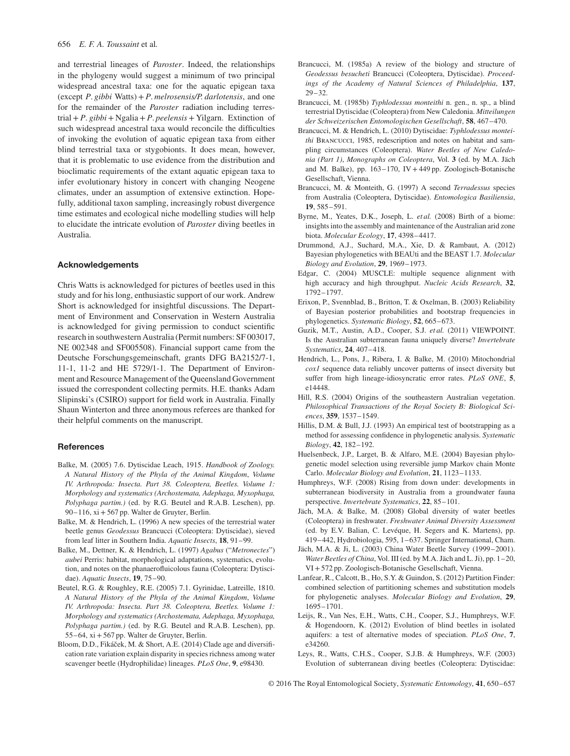and terrestrial lineages of *Paroster*. Indeed, the relationships in the phylogeny would suggest a minimum of two principal widespread ancestral taxa: one for the aquatic epigean taxa (except *P. gibbi* Watts) + *P. melrosensis/P. darlotensis*, and one for the remainder of the *Paroster* radiation including terrestrial + *P. gibbi* + Ngalia + *P. peelensis* + Yilgarn. Extinction of such widespread ancestral taxa would reconcile the difficulties of invoking the evolution of aquatic epigean taxa from either blind terrestrial taxa or stygobionts. It does mean, however, that it is problematic to use evidence from the distribution and bioclimatic requirements of the extant aquatic epigean taxa to infer evolutionary history in concert with changing Neogene climates, under an assumption of extensive extinction. Hopefully, additional taxon sampling, increasingly robust divergence time estimates and ecological niche modelling studies will help to elucidate the intricate evolution of *Paroster* diving beetles in Australia.

## Acknowledgements

Chris Watts is acknowledged for pictures of beetles used in this study and for his long, enthusiastic support of our work. Andrew Short is acknowledged for insightful discussions. The Department of Environment and Conservation in Western Australia is acknowledged for giving permission to conduct scientific research in southwestern Australia (Permit numbers: SF 003017, NE 002348 and SF005508). Financial support came from the Deutsche Forschungsgemeinschaft, grants DFG BA2152/7-1, 11-1, 11-2 and HE 5729/1-1. The Department of Environment and Resource Management of the Queensland Government issued the correspondent collecting permits. H.E. thanks Adam Slipinski's (CSIRO) support for field work in Australia. Finally Shaun Winterton and three anonymous referees are thanked for their helpful comments on the manuscript.

## References

Balke, M. (2005) 7.6. Dytiscidae Leach, 1915. *Handbook of Zoology. A Natural History of the Phyla of the Animal Kingdom*, *Volume IV. Arthropoda: Insecta. Part 38. Coleoptera, Beetles. Volume 1: Morphology and systematics (Archostemata, Adephaga, Myxophaga, Polyphaga partim.)* (ed. by R.G. Beutel and R.A.B. Leschen), pp. 90–116, xi + 567 pp. Walter de Gruyter, Berlin.

Balke, M. & Hendrich, L. (1996) A new species of the terrestrial water beetle genus *Geodessus* Brancucci (Coleoptera: Dytiscidae), sieved from leaf litter in Southern India. *Aquatic Insects*, **18**, 91–99.

Balke, M., Dettner, K. & Hendrich, L. (1997) *Agabus* ("*Metronectes*") *aubei* Perris: habitat, morphological adaptations, systematics, evolution, and notes on the phanaerofluicolous fauna (Coleoptera: Dytiscidae). *Aquatic Insects*, **19**, 75–90.

Beutel, R.G. & Roughley, R.E. (2005) 7.1. Gyrinidae, Latreille, 1810. *A Natural History of the Phyla of the Animal Kingdom*, *Volume IV. Arthropoda: Insecta. Part 38. Coleoptera, Beetles. Volume 1: Morphology and systematics (Archostemata, Adephaga, Myxophaga, Polyphaga partim.)* (ed. by R.G. Beutel and R.A.B. Leschen), pp. 55–64, xi + 567 pp. Walter de Gruyter, Berlin.

Bloom, D.D., Fikáček, M. & Short, A.E. (2014) Clade age and diversification rate variation explain disparity in species richness among water scavenger beetle (Hydrophilidae) lineages. *PLoS One*, **9**, e98430.

Brancucci, M. (1985a) A review of the biology and structure of *Geodessus besucheti* Brancucci (Coleoptera, Dytiscidae). *Proceedings of the Academy of Natural Sciences of Philadelphia*, **137**, 29–32.

Brancucci, M. (1985b) *Typhlodessus monteithi* n. gen., n. sp., a blind terrestrial Dytiscidae (Coleoptera) from New Caledonia. *Mitteilungen der Schweizerischen Entomologischen Gesellschaft*, **58**, 467–470.

Brancucci, M. & Hendrich, L. (2010) Dytiscidae: *Typhlodessus monteithi* Brancucci, 1985, redescription and notes on habitat and sampling circumstances (Coleoptera). *Water Beetles of New Caledonia (Part 1)*, *Monographs on Coleoptera*, Vol. **3** (ed. by M.A. Jäch and M. Balke), pp. 163–170, IV + 449 pp. Zoologisch-Botanische Gesellschaft, Vienna.

Brancucci, M. & Monteith, G. (1997) A second *Terradessus* species from Australia (Coleoptera, Dytiscidae). *Entomologica Basiliensia*, **19**, 585–591.

Byrne, M., Yeates, D.K., Joseph, L. *et al.* (2008) Birth of a biome: insights into the assembly and maintenance of the Australian arid zone biota. *Molecular Ecology*, **17**, 4398–4417.

Drummond, A.J., Suchard, M.A., Xie, D. & Rambaut, A. (2012) Bayesian phylogenetics with BEAUti and the BEAST 1.7. *Molecular Biology and Evolution*, **29**, 1969–1973.

Edgar, C. (2004) MUSCLE: multiple sequence alignment with high accuracy and high throughput. *Nucleic Acids Research*, **32**, 1792–1797.

Erixon, P., Svennblad, B., Britton, T. & Oxelman, B. (2003) Reliability of Bayesian posterior probabilities and bootstrap frequencies in phylogenetics. *Systematic Biology*, **52**, 665–673.

Guzik, M.T., Austin, A.D., Cooper, S.J. *et al.* (2011) VIEWPOINT. Is the Australian subterranean fauna uniquely diverse? *Invertebrate Systematics*, **24**, 407–418.

Hendrich, L., Pons, J., Ribera, I. & Balke, M. (2010) Mitochondrial *cox1* sequence data reliably uncover patterns of insect diversity but suffer from high lineage-idiosyncratic error rates. *PLoS ONE*, **5**, e14448.

Hill, R.S. (2004) Origins of the southeastern Australian vegetation. *Philosophical Transactions of the Royal Society B: Biological Sciences*, **359**, 1537–1549.

Hillis, D.M. & Bull, J.J. (1993) An empirical test of bootstrapping as a method for assessing confidence in phylogenetic analysis. *Systematic Biology*, **42**, 182–192.

Huelsenbeck, J.P., Larget, B. & Alfaro, M.E. (2004) Bayesian phylogenetic model selection using reversible jump Markov chain Monte Carlo. *Molecular Biology and Evolution*, **21**, 1123–1133.

Humphreys, W.F. (2008) Rising from down under: developments in subterranean biodiversity in Australia from a groundwater fauna perspective. *Invertebrate Systematics*, **22**, 85–101.

Jäch, M.A. & Balke, M. (2008) Global diversity of water beetles (Coleoptera) in freshwater. *Freshwater Animal Diversity Assessment* (ed. by E.V. Balian, C. Levéque, H. Segers and K. Martens), pp. 419–442, Hydrobiologia, 595, 1–637. Springer International, Cham.

Jäch, M.A. & Ji, L. (2003) China Water Beetle Survey (1999–2001). *Water Beetles of China*, Vol. III (ed. by M.A. Jäch and L. Ji), pp. 1–20, VI + 572 pp. Zoologisch-Botanische Gesellschaft, Vienna.

Lanfear, R., Calcott, B., Ho, S.Y. & Guindon, S. (2012) Partition Finder: combined selection of partitioning schemes and substitution models for phylogenetic analyses. *Molecular Biology and Evolution*, **29**, 1695–1701.

Leijs, R., Van Nes, E.H., Watts, C.H., Cooper, S.J., Humphreys, W.F. & Hogendoorn, K. (2012) Evolution of blind beetles in isolated aquifers: a test of alternative modes of speciation. *PLoS One*, **7**, e34260.

Leys, R., Watts, C.H.S., Cooper, S.J.B. & Humphreys, W.F. (2003) Evolution of subterranean diving beetles (Coleoptera: Dytiscidae: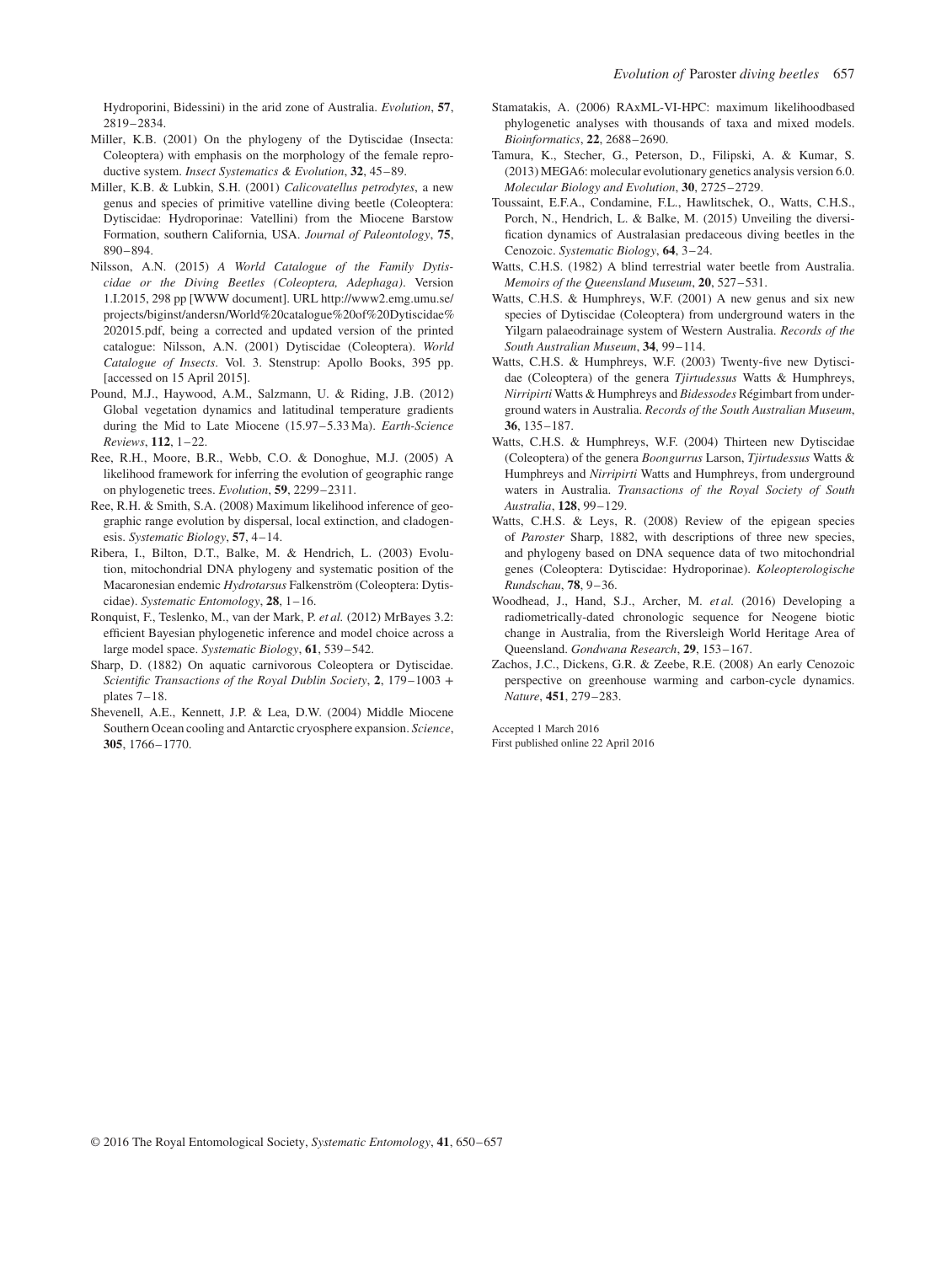Hydroporini, Bidessini) in the arid zone of Australia. *Evolution*, **57**, 2819–2834.

Miller, K.B. (2001) On the phylogeny of the Dytiscidae (Insecta: Coleoptera) with emphasis on the morphology of the female reproductive system. *Insect Systematics & Evolution*, **32**, 45–89.

Miller, K.B. & Lubkin, S.H. (2001) *Calicovatellus petrodytes*, a new genus and species of primitive vatelline diving beetle (Coleoptera: Dytiscidae: Hydroporinae: Vatellini) from the Miocene Barstow Formation, southern California, USA. *Journal of Paleontology*, **75**, 890–894.

Nilsson, A.N. (2015) *A World Catalogue of the Family Dytiscidae or the Diving Beetles (Coleoptera, Adephaga)*. Version 1.I.2015, 298 pp [WWW document]. URL http://www2.emg.umu.se/projects/biginst/andersn/World%20catalogue%20of%20Dytiscidae%202015.pdf, being a corrected and updated version of the printed catalogue: Nilsson, A.N. (2001) Dytiscidae (Coleoptera). *World Catalogue of Insects*. Vol. 3. Stenstrup: Apollo Books, 395 pp. [accessed on 15 April 2015].

Pound, M.J., Haywood, A.M., Salzmann, U. & Riding, J.B. (2012) Global vegetation dynamics and latitudinal temperature gradients during the Mid to Late Miocene (15.97–5.33 Ma). *Earth-Science Reviews*, **112**, 1–22.

Ree, R.H., Moore, B.R., Webb, C.O. & Donoghue, M.J. (2005) A likelihood framework for inferring the evolution of geographic range on phylogenetic trees. *Evolution*, **59**, 2299–2311.

Ree, R.H. & Smith, S.A. (2008) Maximum likelihood inference of geographic range evolution by dispersal, local extinction, and cladogenesis. *Systematic Biology*, **57**, 4–14.

Ribera, I., Bilton, D.T., Balke, M. & Hendrich, L. (2003) Evolution, mitochondrial DNA phylogeny and systematic position of the Macaronesian endemic *Hydrotarsus* Falkenström (Coleoptera: Dytiscidae). *Systematic Entomology*, **28**, 1–16.

Ronquist, F., Teslenko, M., van der Mark, P. *et al.* (2012) MrBayes 3.2: efficient Bayesian phylogenetic inference and model choice across a large model space. *Systematic Biology*, **61**, 539–542.

Sharp, D. (1882) On aquatic carnivorous Coleoptera or Dytiscidae. *Scientific Transactions of the Royal Dublin Society*, **2**, 179–1003 + plates 7–18.

Shevenell, A.E., Kennett, J.P. & Lea, D.W. (2004) Middle Miocene Southern Ocean cooling and Antarctic cryosphere expansion. *Science*, **305**, 1766–1770.

Stamatakis, A. (2006) RAxML-VI-HPC: maximum likelihoodbased phylogenetic analyses with thousands of taxa and mixed models. *Bioinformatics*, **22**, 2688–2690.

Tamura, K., Stecher, G., Peterson, D., Filipski, A. & Kumar, S. (2013) MEGA6: molecular evolutionary genetics analysis version 6.0. *Molecular Biology and Evolution*, **30**, 2725–2729.

Toussaint, E.F.A., Condamine, F.L., Hawlitschek, O., Watts, C.H.S., Porch, N., Hendrich, L. & Balke, M. (2015) Unveiling the diversification dynamics of Australasian predaceous diving beetles in the Cenozoic. *Systematic Biology*, **64**, 3–24.

Watts, C.H.S. (1982) A blind terrestrial water beetle from Australia. *Memoirs of the Queensland Museum*, **20**, 527–531.

Watts, C.H.S. & Humphreys, W.F. (2001) A new genus and six new species of Dytiscidae (Coleoptera) from underground waters in the Yilgarn palaeodrainage system of Western Australia. *Records of the South Australian Museum*, **34**, 99–114.

Watts, C.H.S. & Humphreys, W.F. (2003) Twenty-five new Dytiscidae (Coleoptera) of the genera *Tjirtudessus* Watts & Humphreys, *Nirripirti* Watts & Humphreys and *Bidessodes* Régimbart from underground waters in Australia. *Records of the South Australian Museum*, **36**, 135–187.

Watts, C.H.S. & Humphreys, W.F. (2004) Thirteen new Dytiscidae (Coleoptera) of the genera *Boongurrus* Larson, *Tjirtudessus* Watts & Humphreys and *Nirripirti* Watts and Humphreys, from underground waters in Australia. *Transactions of the Royal Society of South Australia*, **128**, 99–129.

Watts, C.H.S. & Leys, R. (2008) Review of the epigean species of *Paroster* Sharp, 1882, with descriptions of three new species, and phylogeny based on DNA sequence data of two mitochondrial genes (Coleoptera: Dytiscidae: Hydroporinae). *Koleopterologische Rundschau*, **78**, 9–36.

Woodhead, J., Hand, S.J., Archer, M. *et al.* (2016) Developing a radiometrically-dated chronologic sequence for Neogene biotic change in Australia, from the Riversleigh World Heritage Area of Queensland. *Gondwana Research*, **29**, 153–167.

Zachos, J.C., Dickens, G.R. & Zeebe, R.E. (2008) An early Cenozoic perspective on greenhouse warming and carbon-cycle dynamics. *Nature*, **451**, 279–283.

Accepted 1 March 2016
First published online 22 April 2016